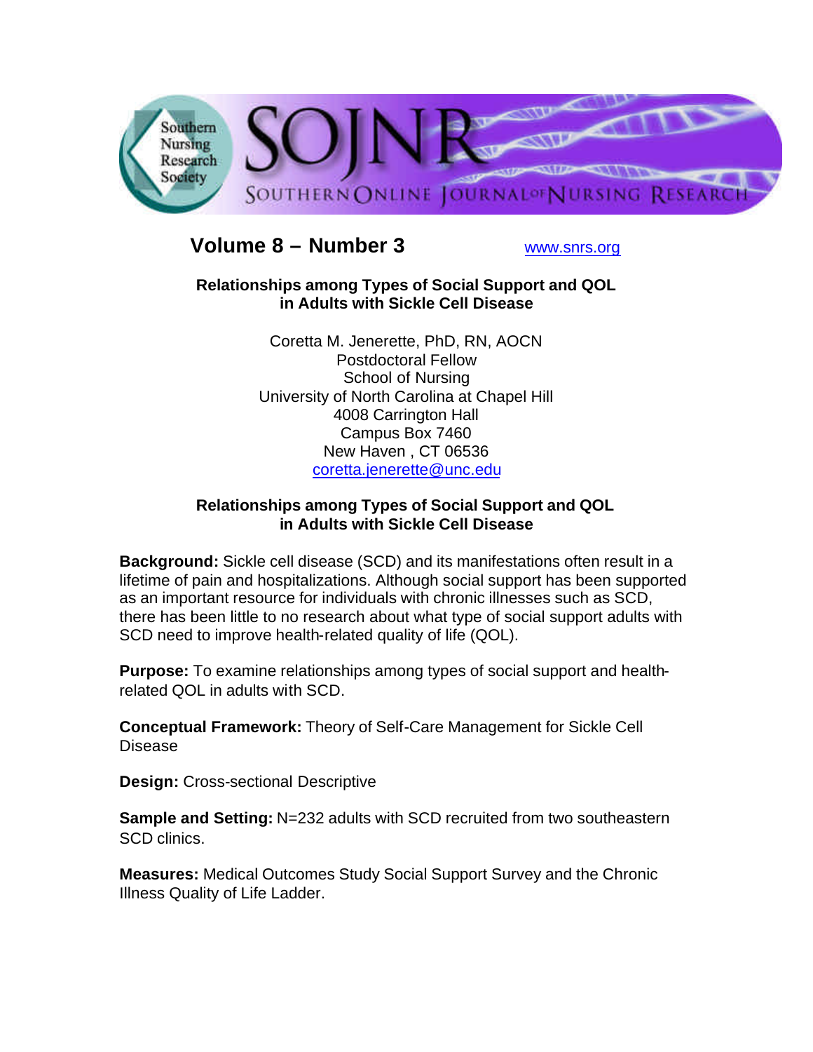# Volume 8 – Number 3

www.snrs.org

## Relationships among Types of Social Support and QOL in Adults with Sickle Cell Disease

Coretta M. Jenerette, PhD, RN, AOCN
Postdoctoral Fellow
School of Nursing
University of North Carolina at Chapel Hill
4008 Carrington Hall
Campus Box 7460
New Haven , CT 06536
coretta.jenerette@unc.edu

## Relationships among Types of Social Support and QOL in Adults with Sickle Cell Disease

**Background:** Sickle cell disease (SCD) and its manifestations often result in a lifetime of pain and hospitalizations. Although social support has been supported as an important resource for individuals with chronic illnesses such as SCD, there has been little to no research about what type of social support adults with SCD need to improve health-related quality of life (QOL).

**Purpose:** To examine relationships among types of social support and health-related QOL in adults with SCD.

**Conceptual Framework:** Theory of Self-Care Management for Sickle Cell Disease

**Design:** Cross-sectional Descriptive

**Sample and Setting:** N=232 adults with SCD recruited from two southeastern SCD clinics.

**Measures:** Medical Outcomes Study Social Support Survey and the Chronic Illness Quality of Life Ladder.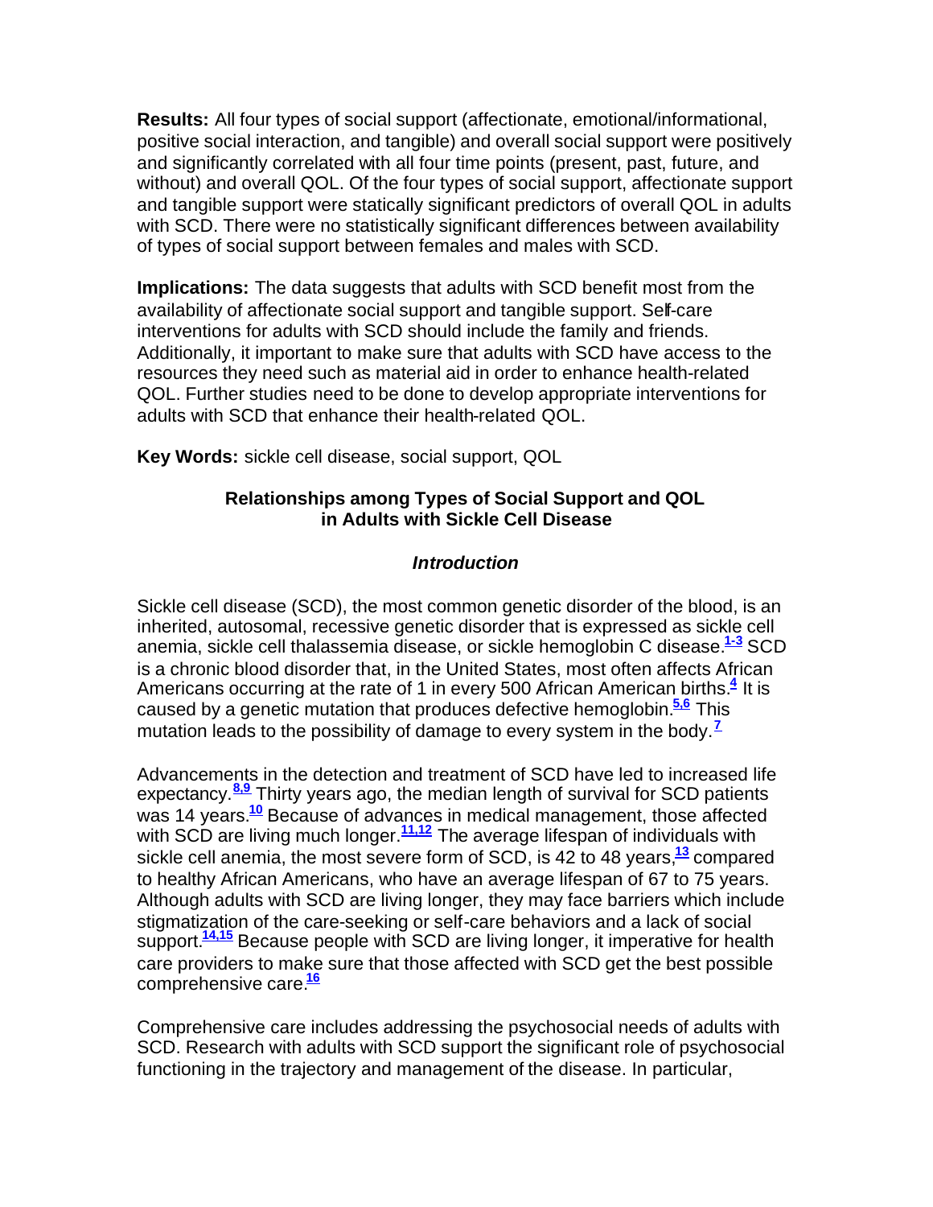**Results:** All four types of social support (affectionate, emotional/informational, positive social interaction, and tangible) and overall social support were positively and significantly correlated with all four time points (present, past, future, and without) and overall QOL. Of the four types of social support, affectionate support and tangible support were statically significant predictors of overall QOL in adults with SCD. There were no statistically significant differences between availability of types of social support between females and males with SCD.

**Implications:** The data suggests that adults with SCD benefit most from the availability of affectionate social support and tangible support. Self-care interventions for adults with SCD should include the family and friends. Additionally, it important to make sure that adults with SCD have access to the resources they need such as material aid in order to enhance health-related QOL. Further studies need to be done to develop appropriate interventions for adults with SCD that enhance their health-related QOL.

**Key Words:** sickle cell disease, social support, QOL

## Relationships among Types of Social Support and QOL in Adults with Sickle Cell Disease

### *Introduction*

Sickle cell disease (SCD), the most common genetic disorder of the blood, is an inherited, autosomal, recessive genetic disorder that is expressed as sickle cell anemia, sickle cell thalassemia disease, or sickle hemoglobin C disease.[1-3] SCD is a chronic blood disorder that, in the United States, most often affects African Americans occurring at the rate of 1 in every 500 African American births.[4] It is caused by a genetic mutation that produces defective hemoglobin.[5,6] This mutation leads to the possibility of damage to every system in the body.[7]

Advancements in the detection and treatment of SCD have led to increased life expectancy.[8,9] Thirty years ago, the median length of survival for SCD patients was 14 years.[10] Because of advances in medical management, those affected with SCD are living much longer.[11,12] The average lifespan of individuals with sickle cell anemia, the most severe form of SCD, is 42 to 48 years,[13] compared to healthy African Americans, who have an average lifespan of 67 to 75 years. Although adults with SCD are living longer, they may face barriers which include stigmatization of the care-seeking or self-care behaviors and a lack of social support.[14,15] Because people with SCD are living longer, it imperative for health care providers to make sure that those affected with SCD get the best possible comprehensive care.[16]

Comprehensive care includes addressing the psychosocial needs of adults with SCD. Research with adults with SCD support the significant role of psychosocial functioning in the trajectory and management of the disease. In particular,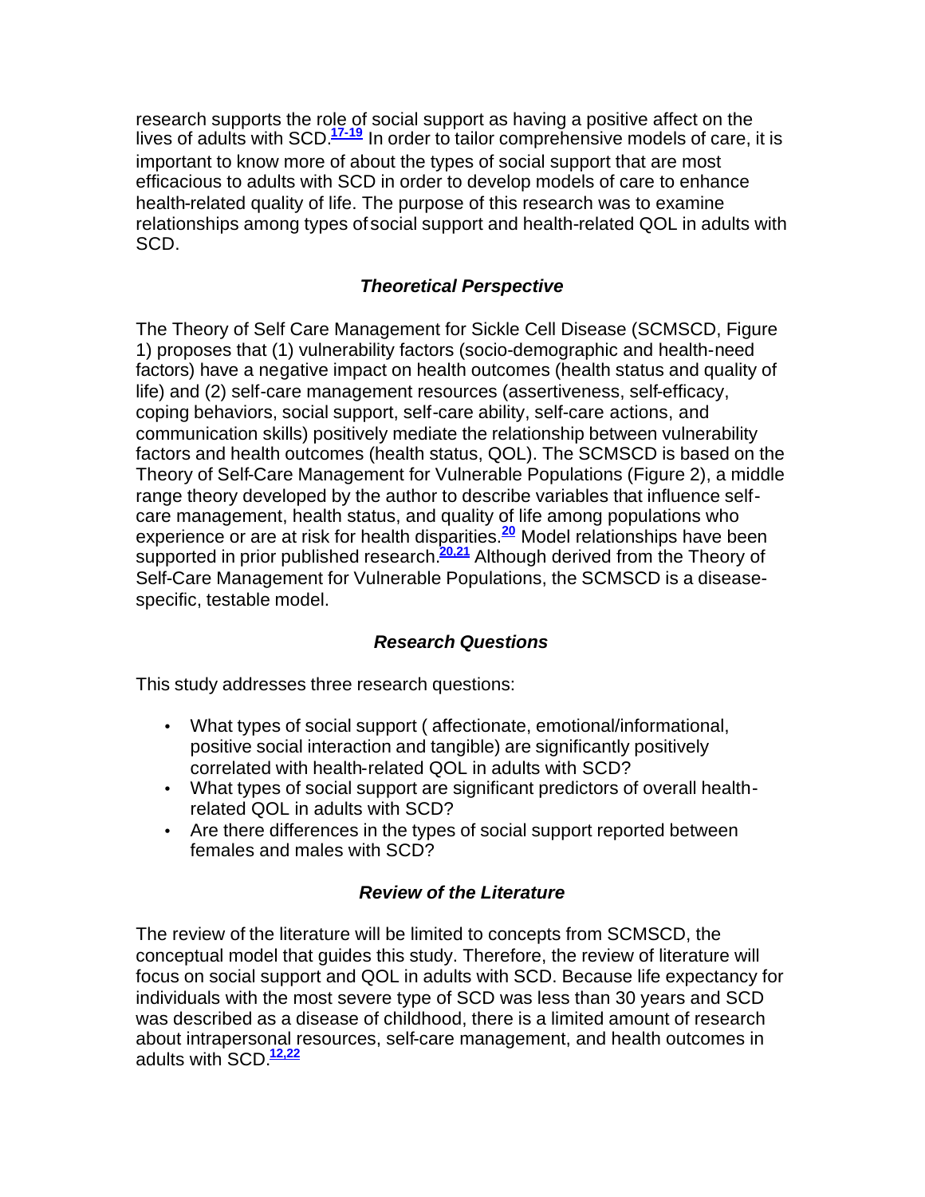research supports the role of social support as having a positive affect on the lives of adults with SCD.[17-19] In order to tailor comprehensive models of care, it is important to know more of about the types of social support that are most efficacious to adults with SCD in order to develop models of care to enhance health-related quality of life. The purpose of this research was to examine relationships among types of social support and health-related QOL in adults with SCD.

### *Theoretical Perspective*

The Theory of Self Care Management for Sickle Cell Disease (SCMSCD, Figure 1) proposes that (1) vulnerability factors (socio-demographic and health-need factors) have a negative impact on health outcomes (health status and quality of life) and (2) self-care management resources (assertiveness, self-efficacy, coping behaviors, social support, self-care ability, self-care actions, and communication skills) positively mediate the relationship between vulnerability factors and health outcomes (health status, QOL). The SCMSCD is based on the Theory of Self-Care Management for Vulnerable Populations (Figure 2), a middle range theory developed by the author to describe variables that influence self-care management, health status, and quality of life among populations who experience or are at risk for health disparities.[20] Model relationships have been supported in prior published research.[20,21] Although derived from the Theory of Self-Care Management for Vulnerable Populations, the SCMSCD is a disease-specific, testable model.

### *Research Questions*

This study addresses three research questions:

- What types of social support ( affectionate, emotional/informational, positive social interaction and tangible) are significantly positively correlated with health-related QOL in adults with SCD?
- What types of social support are significant predictors of overall health-related QOL in adults with SCD?
- Are there differences in the types of social support reported between females and males with SCD?

### *Review of the Literature*

The review of the literature will be limited to concepts from SCMSCD, the conceptual model that guides this study. Therefore, the review of literature will focus on social support and QOL in adults with SCD. Because life expectancy for individuals with the most severe type of SCD was less than 30 years and SCD was described as a disease of childhood, there is a limited amount of research about intrapersonal resources, self-care management, and health outcomes in adults with SCD.[12,22]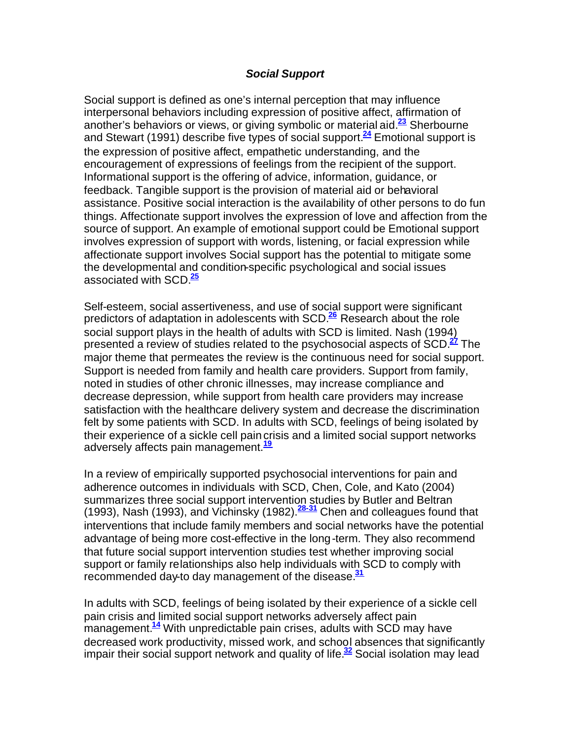### *Social Support*

Social support is defined as one's internal perception that may influence interpersonal behaviors including expression of positive affect, affirmation of another's behaviors or views, or giving symbolic or material aid.[23] Sherbourne and Stewart (1991) describe five types of social support.[24] Emotional support is the expression of positive affect, empathetic understanding, and the encouragement of expressions of feelings from the recipient of the support. Informational support is the offering of advice, information, guidance, or feedback. Tangible support is the provision of material aid or behavioral assistance. Positive social interaction is the availability of other persons to do fun things. Affectionate support involves the expression of love and affection from the source of support. An example of emotional support could be Emotional support involves expression of support with words, listening, or facial expression while affectionate support involves Social support has the potential to mitigate some the developmental and condition-specific psychological and social issues associated with SCD.[25]

Self-esteem, social assertiveness, and use of social support were significant predictors of adaptation in adolescents with SCD.[26] Research about the role social support plays in the health of adults with SCD is limited. Nash (1994) presented a review of studies related to the psychosocial aspects of SCD.[27] The major theme that permeates the review is the continuous need for social support. Support is needed from family and health care providers. Support from family, noted in studies of other chronic illnesses, may increase compliance and decrease depression, while support from health care providers may increase satisfaction with the healthcare delivery system and decrease the discrimination felt by some patients with SCD. In adults with SCD, feelings of being isolated by their experience of a sickle cell pain crisis and a limited social support networks adversely affects pain management.[19]

In a review of empirically supported psychosocial interventions for pain and adherence outcomes in individuals with SCD, Chen, Cole, and Kato (2004) summarizes three social support intervention studies by Butler and Beltran (1993), Nash (1993), and Vichinsky (1982).[28-31] Chen and colleagues found that interventions that include family members and social networks have the potential advantage of being more cost-effective in the long-term. They also recommend that future social support intervention studies test whether improving social support or family relationships also help individuals with SCD to comply with recommended day-to day management of the disease.[31]

In adults with SCD, feelings of being isolated by their experience of a sickle cell pain crisis and limited social support networks adversely affect pain management.[14] With unpredictable pain crises, adults with SCD may have decreased work productivity, missed work, and school absences that significantly impair their social support network and quality of life.[32] Social isolation may lead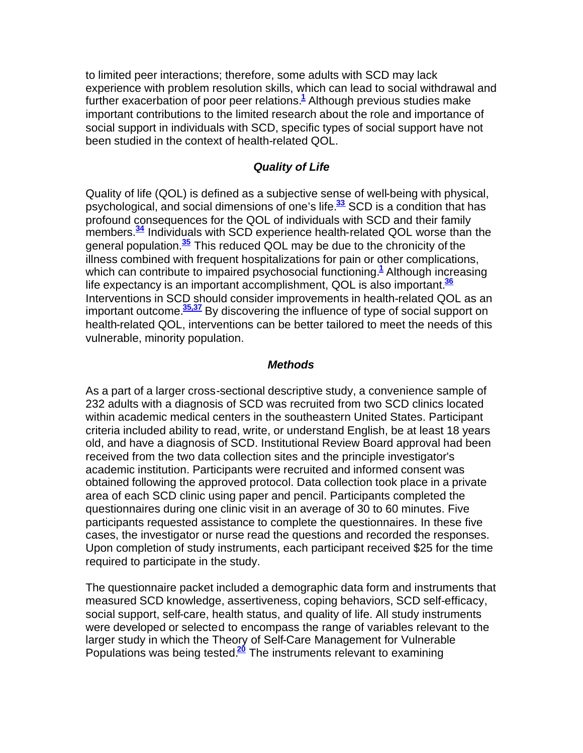to limited peer interactions; therefore, some adults with SCD may lack experience with problem resolution skills, which can lead to social withdrawal and further exacerbation of poor peer relations.[1] Although previous studies make important contributions to the limited research about the role and importance of social support in individuals with SCD, specific types of social support have not been studied in the context of health-related QOL.

### *Quality of Life*

Quality of life (QOL) is defined as a subjective sense of well-being with physical, psychological, and social dimensions of one's life.[33] SCD is a condition that has profound consequences for the QOL of individuals with SCD and their family members.[34] Individuals with SCD experience health-related QOL worse than the general population.[35] This reduced QOL may be due to the chronicity of the illness combined with frequent hospitalizations for pain or other complications, which can contribute to impaired psychosocial functioning.[1] Although increasing life expectancy is an important accomplishment, QOL is also important.[36] Interventions in SCD should consider improvements in health-related QOL as an important outcome.[35,37] By discovering the influence of type of social support on health-related QOL, interventions can be better tailored to meet the needs of this vulnerable, minority population.

### *Methods*

As a part of a larger cross-sectional descriptive study, a convenience sample of 232 adults with a diagnosis of SCD was recruited from two SCD clinics located within academic medical centers in the southeastern United States. Participant criteria included ability to read, write, or understand English, be at least 18 years old, and have a diagnosis of SCD. Institutional Review Board approval had been received from the two data collection sites and the principle investigator's academic institution. Participants were recruited and informed consent was obtained following the approved protocol. Data collection took place in a private area of each SCD clinic using paper and pencil. Participants completed the questionnaires during one clinic visit in an average of 30 to 60 minutes. Five participants requested assistance to complete the questionnaires. In these five cases, the investigator or nurse read the questions and recorded the responses. Upon completion of study instruments, each participant received $25 for the time required to participate in the study.

The questionnaire packet included a demographic data form and instruments that measured SCD knowledge, assertiveness, coping behaviors, SCD self-efficacy, social support, self-care, health status, and quality of life. All study instruments were developed or selected to encompass the range of variables relevant to the larger study in which the Theory of Self-Care Management for Vulnerable Populations was being tested.[20] The instruments relevant to examining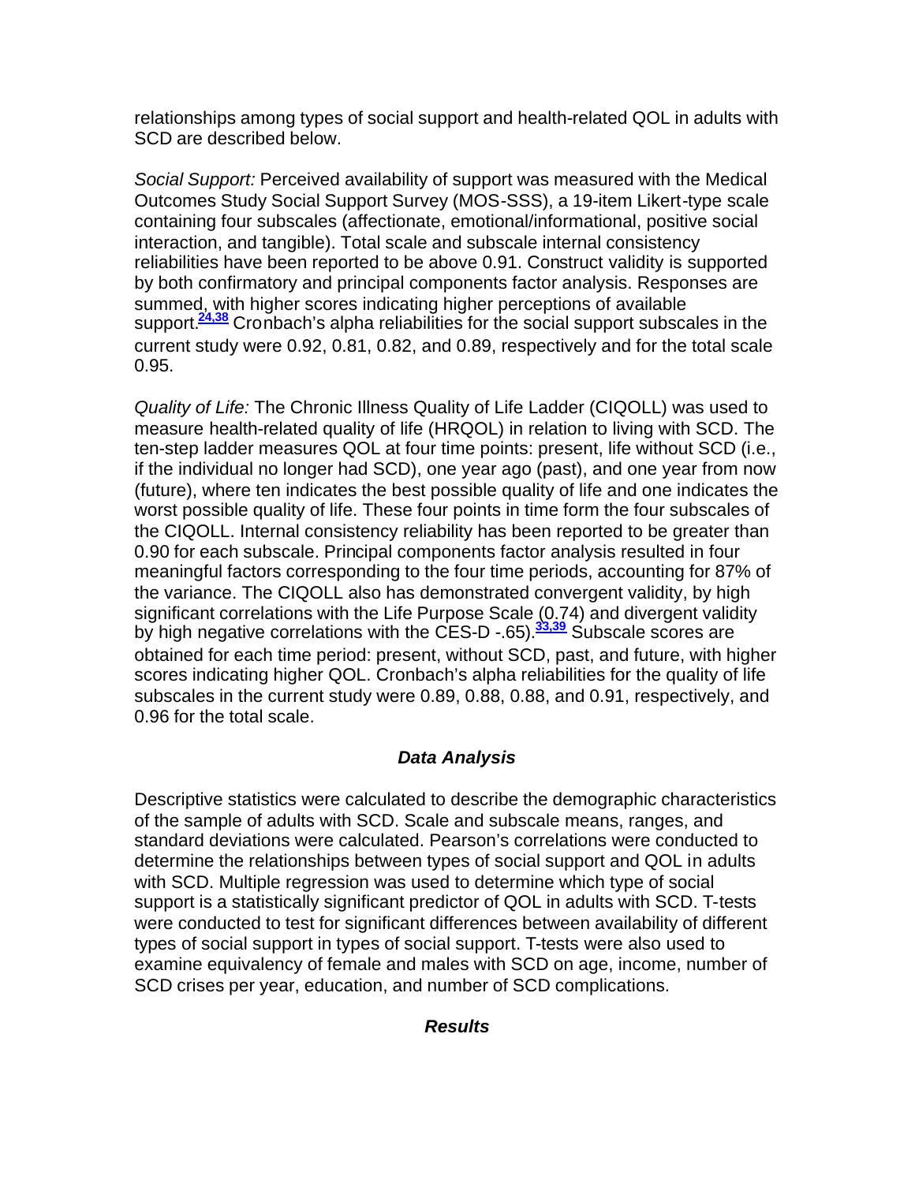relationships among types of social support and health-related QOL in adults with SCD are described below.

*Social Support:* Perceived availability of support was measured with the Medical Outcomes Study Social Support Survey (MOS-SSS), a 19-item Likert-type scale containing four subscales (affectionate, emotional/informational, positive social interaction, and tangible). Total scale and subscale internal consistency reliabilities have been reported to be above 0.91. Construct validity is supported by both confirmatory and principal components factor analysis. Responses are summed, with higher scores indicating higher perceptions of available support.[24,38] Cronbach's alpha reliabilities for the social support subscales in the current study were 0.92, 0.81, 0.82, and 0.89, respectively and for the total scale 0.95.

*Quality of Life:* The Chronic Illness Quality of Life Ladder (CIQOLL) was used to measure health-related quality of life (HRQOL) in relation to living with SCD. The ten-step ladder measures QOL at four time points: present, life without SCD (i.e., if the individual no longer had SCD), one year ago (past), and one year from now (future), where ten indicates the best possible quality of life and one indicates the worst possible quality of life. These four points in time form the four subscales of the CIQOLL. Internal consistency reliability has been reported to be greater than 0.90 for each subscale. Principal components factor analysis resulted in four meaningful factors corresponding to the four time periods, accounting for 87% of the variance. The CIQOLL also has demonstrated convergent validity, by high significant correlations with the Life Purpose Scale (0.74) and divergent validity by high negative correlations with the CES-D -.65).[33,39] Subscale scores are obtained for each time period: present, without SCD, past, and future, with higher scores indicating higher QOL. Cronbach's alpha reliabilities for the quality of life subscales in the current study were 0.89, 0.88, 0.88, and 0.91, respectively, and 0.96 for the total scale.

### *Data Analysis*

Descriptive statistics were calculated to describe the demographic characteristics of the sample of adults with SCD. Scale and subscale means, ranges, and standard deviations were calculated. Pearson's correlations were conducted to determine the relationships between types of social support and QOL in adults with SCD. Multiple regression was used to determine which type of social support is a statistically significant predictor of QOL in adults with SCD. T-tests were conducted to test for significant differences between availability of different types of social support in types of social support. T-tests were also used to examine equivalency of female and males with SCD on age, income, number of SCD crises per year, education, and number of SCD complications.

### *Results*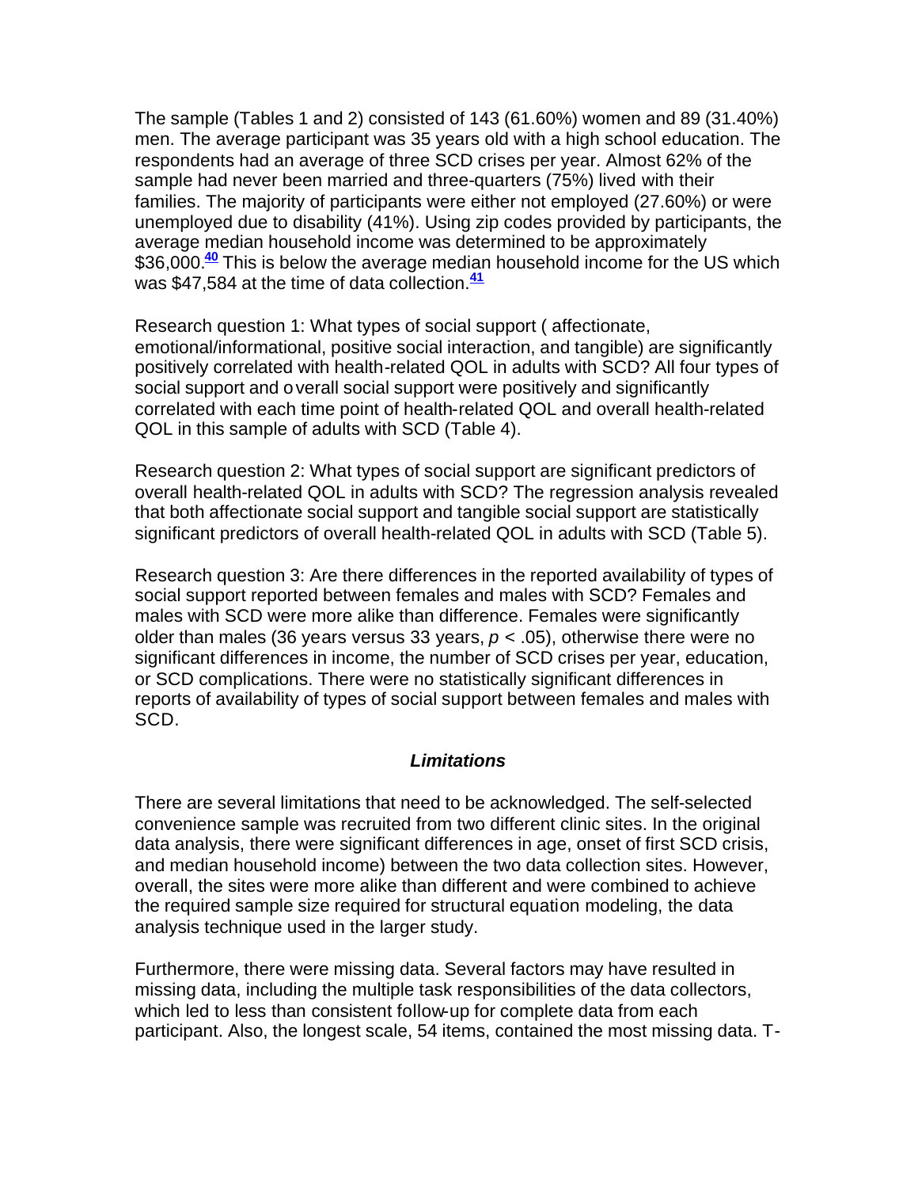The sample (Tables 1 and 2) consisted of 143 (61.60%) women and 89 (31.40%) men. The average participant was 35 years old with a high school education. The respondents had an average of three SCD crises per year. Almost 62% of the sample had never been married and three-quarters (75%) lived with their families. The majority of participants were either not employed (27.60%) or were unemployed due to disability (41%). Using zip codes provided by participants, the average median household income was determined to be approximately \$36,000.[40] This is below the average median household income for the US which was \$47,584 at the time of data collection.[41]

Research question 1: What types of social support ( affectionate, emotional/informational, positive social interaction, and tangible) are significantly positively correlated with health-related QOL in adults with SCD? All four types of social support and overall social support were positively and significantly correlated with each time point of health-related QOL and overall health-related QOL in this sample of adults with SCD (Table 4).

Research question 2: What types of social support are significant predictors of overall health-related QOL in adults with SCD? The regression analysis revealed that both affectionate social support and tangible social support are statistically significant predictors of overall health-related QOL in adults with SCD (Table 5).

Research question 3: Are there differences in the reported availability of types of social support reported between females and males with SCD? Females and males with SCD were more alike than difference. Females were significantly older than males (36 years versus 33 years, $p < .05$), otherwise there were no significant differences in income, the number of SCD crises per year, education, or SCD complications. There were no statistically significant differences in reports of availability of types of social support between females and males with SCD.

### *Limitations*

There are several limitations that need to be acknowledged. The self-selected convenience sample was recruited from two different clinic sites. In the original data analysis, there were significant differences in age, onset of first SCD crisis, and median household income) between the two data collection sites. However, overall, the sites were more alike than different and were combined to achieve the required sample size required for structural equation modeling, the data analysis technique used in the larger study.

Furthermore, there were missing data. Several factors may have resulted in missing data, including the multiple task responsibilities of the data collectors, which led to less than consistent follow-up for complete data from each participant. Also, the longest scale, 54 items, contained the most missing data. T-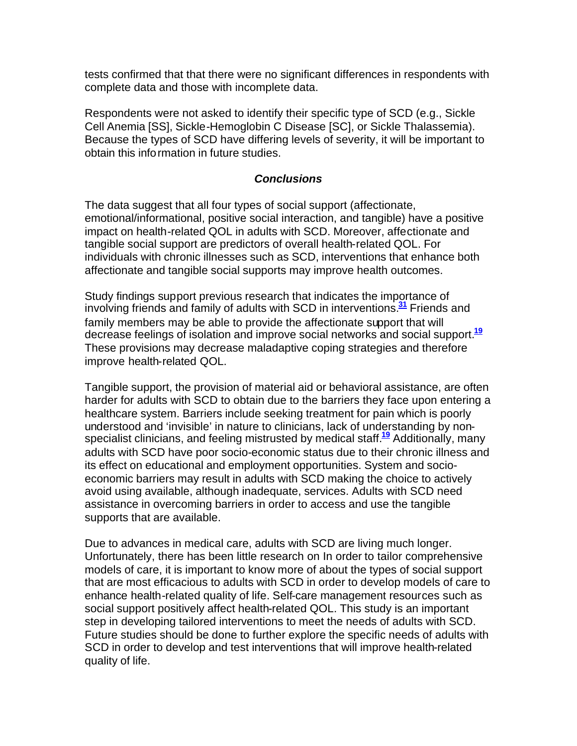tests confirmed that that there were no significant differences in respondents with complete data and those with incomplete data.

Respondents were not asked to identify their specific type of SCD (e.g., Sickle Cell Anemia [SS], Sickle-Hemoglobin C Disease [SC], or Sickle Thalassemia). Because the types of SCD have differing levels of severity, it will be important to obtain this information in future studies.

### *Conclusions*

The data suggest that all four types of social support (affectionate, emotional/informational, positive social interaction, and tangible) have a positive impact on health-related QOL in adults with SCD. Moreover, affectionate and tangible social support are predictors of overall health-related QOL. For individuals with chronic illnesses such as SCD, interventions that enhance both affectionate and tangible social supports may improve health outcomes.

Study findings support previous research that indicates the importance of involving friends and family of adults with SCD in interventions.[31] Friends and family members may be able to provide the affectionate support that will decrease feelings of isolation and improve social networks and social support.[19] These provisions may decrease maladaptive coping strategies and therefore improve health-related QOL.

Tangible support, the provision of material aid or behavioral assistance, are often harder for adults with SCD to obtain due to the barriers they face upon entering a healthcare system. Barriers include seeking treatment for pain which is poorly understood and 'invisible' in nature to clinicians, lack of understanding by non-specialist clinicians, and feeling mistrusted by medical staff.[19] Additionally, many adults with SCD have poor socio-economic status due to their chronic illness and its effect on educational and employment opportunities. System and socio-economic barriers may result in adults with SCD making the choice to actively avoid using available, although inadequate, services. Adults with SCD need assistance in overcoming barriers in order to access and use the tangible supports that are available.

Due to advances in medical care, adults with SCD are living much longer. Unfortunately, there has been little research on In order to tailor comprehensive models of care, it is important to know more of about the types of social support that are most efficacious to adults with SCD in order to develop models of care to enhance health-related quality of life. Self-care management resources such as social support positively affect health-related QOL. This study is an important step in developing tailored interventions to meet the needs of adults with SCD. Future studies should be done to further explore the specific needs of adults with SCD in order to develop and test interventions that will improve health-related quality of life.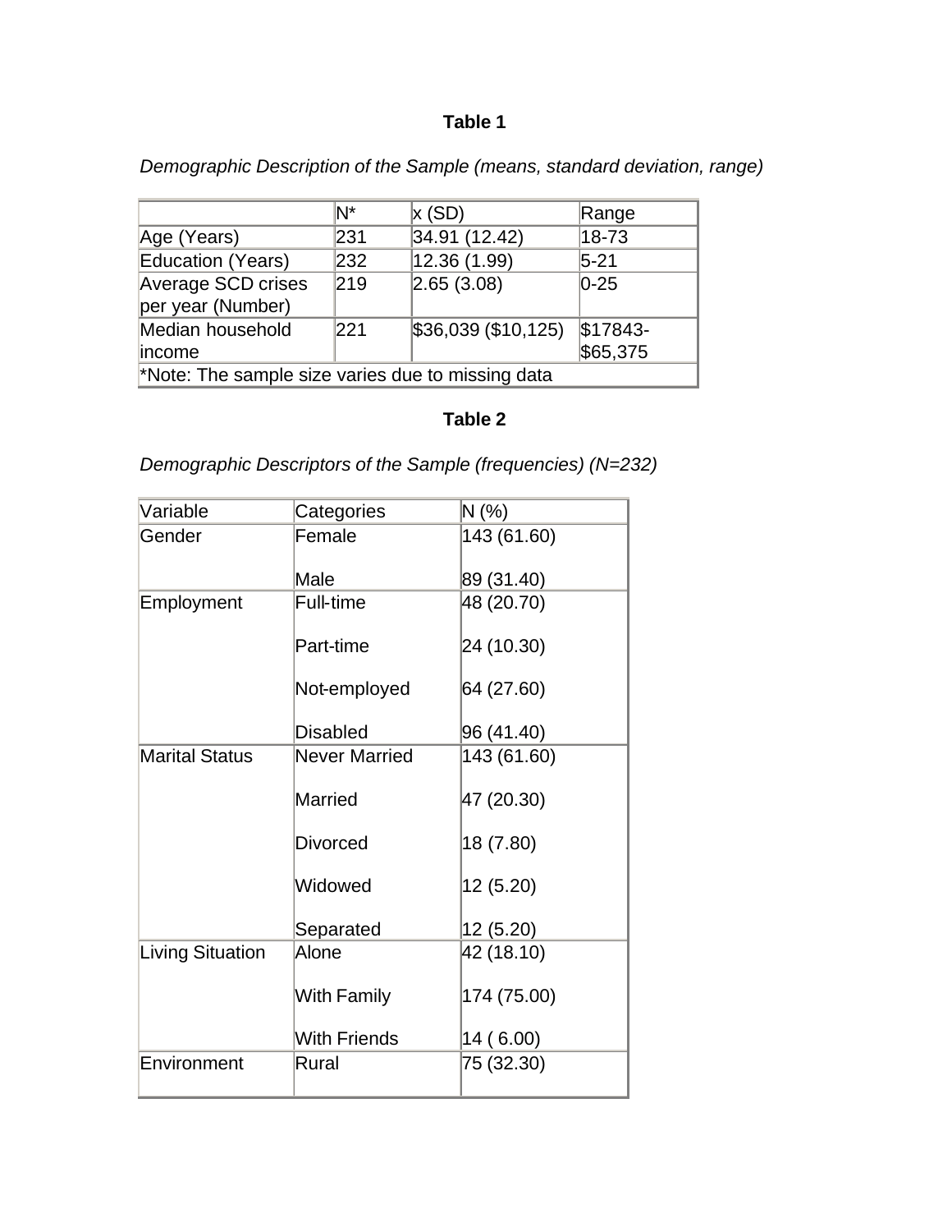**Table 1**

*Demographic Description of the Sample (means, standard deviation, range)*

| | N* | x (SD) | Range |
|---|---|---|---|
| Age (Years) | 231 | 34.91 (12.42) | 18-73 |
| Education (Years) | 232 | 12.36 (1.99) | 5-21 |
| Average SCD crises per year (Number) | 219 | 2.65 (3.08) | 0-25 |
| Median household income | 221 | $36,039 ($10,125) | $17843-$65,375 |
| *Note: The sample size varies due to missing data | | | |

**Table 2**

*Demographic Descriptors of the Sample (frequencies) (N=232)*

| Variable | Categories | N (%) |
|---|---|---|
| Gender | Female | 143 (61.60) |
| | Male | 89 (31.40) |
| Employment | Full-time | 48 (20.70) |
| | Part-time | 24 (10.30) |
| | Not-employed | 64 (27.60) |
| | Disabled | 96 (41.40) |
| Marital Status | Never Married | 143 (61.60) |
| | Married | 47 (20.30) |
| | Divorced | 18 (7.80) |
| | Widowed | 12 (5.20) |
| | Separated | 12 (5.20) |
| Living Situation | Alone | 42 (18.10) |
| | With Family | 174 (75.00) |
| | With Friends | 14 ( 6.00) |
| Environment | Rural | 75 (32.30) |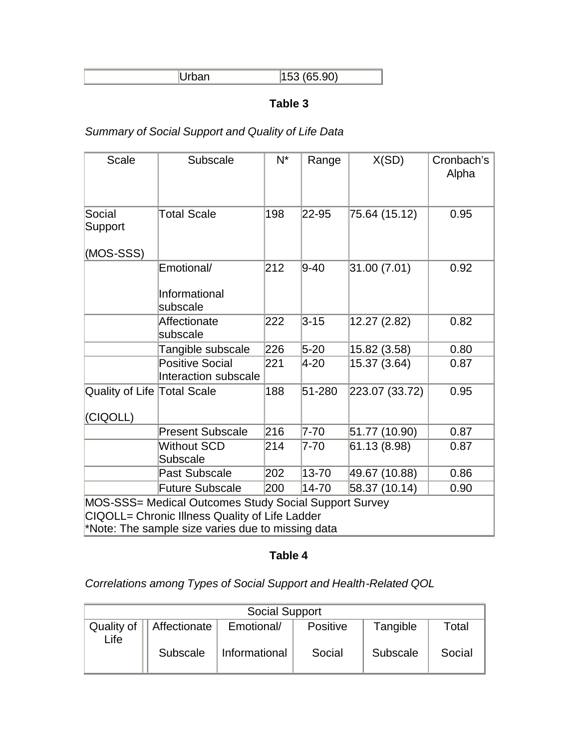| | Urban | 153 (65.90) |
|---|---|---|

**Table 3**

*Summary of Social Support and Quality of Life Data*

| Scale | Subscale | N* | Range | X(SD) | Cronbach's Alpha |
|---|---|---|---|---|---|
| Social Support (MOS-SSS) | Total Scale | 198 | 22-95 | 75.64 (15.12) | 0.95 |
| | Emotional/ Informational subscale | 212 | 9-40 | 31.00 (7.01) | 0.92 |
| | Affectionate subscale | 222 | 3-15 | 12.27 (2.82) | 0.82 |
| | Tangible subscale | 226 | 5-20 | 15.82 (3.58) | 0.80 |
| | Positive Social Interaction subscale | 221 | 4-20 | 15.37 (3.64) | 0.87 |
| Quality of Life (CIQOLL) | Total Scale | 188 | 51-280 | 223.07 (33.72) | 0.95 |
| | Present Subscale | 216 | 7-70 | 51.77 (10.90) | 0.87 |
| | Without SCD Subscale | 214 | 7-70 | 61.13 (8.98) | 0.87 |
| | Past Subscale | 202 | 13-70 | 49.67 (10.88) | 0.86 |
| | Future Subscale | 200 | 14-70 | 58.37 (10.14) | 0.90 |

MOS-SSS= Medical Outcomes Study Social Support Survey
CIQOLL= Chronic Illness Quality of Life Ladder
*Note: The sample size varies due to missing data

**Table 4**

*Correlations among Types of Social Support and Health-Related QOL*

| | Social Support | | | | |
|---|---|---|---|---|---|
| Quality of Life | Affectionate Subscale | Emotional/ Informational | Positive Social | Tangible Subscale | Total Social |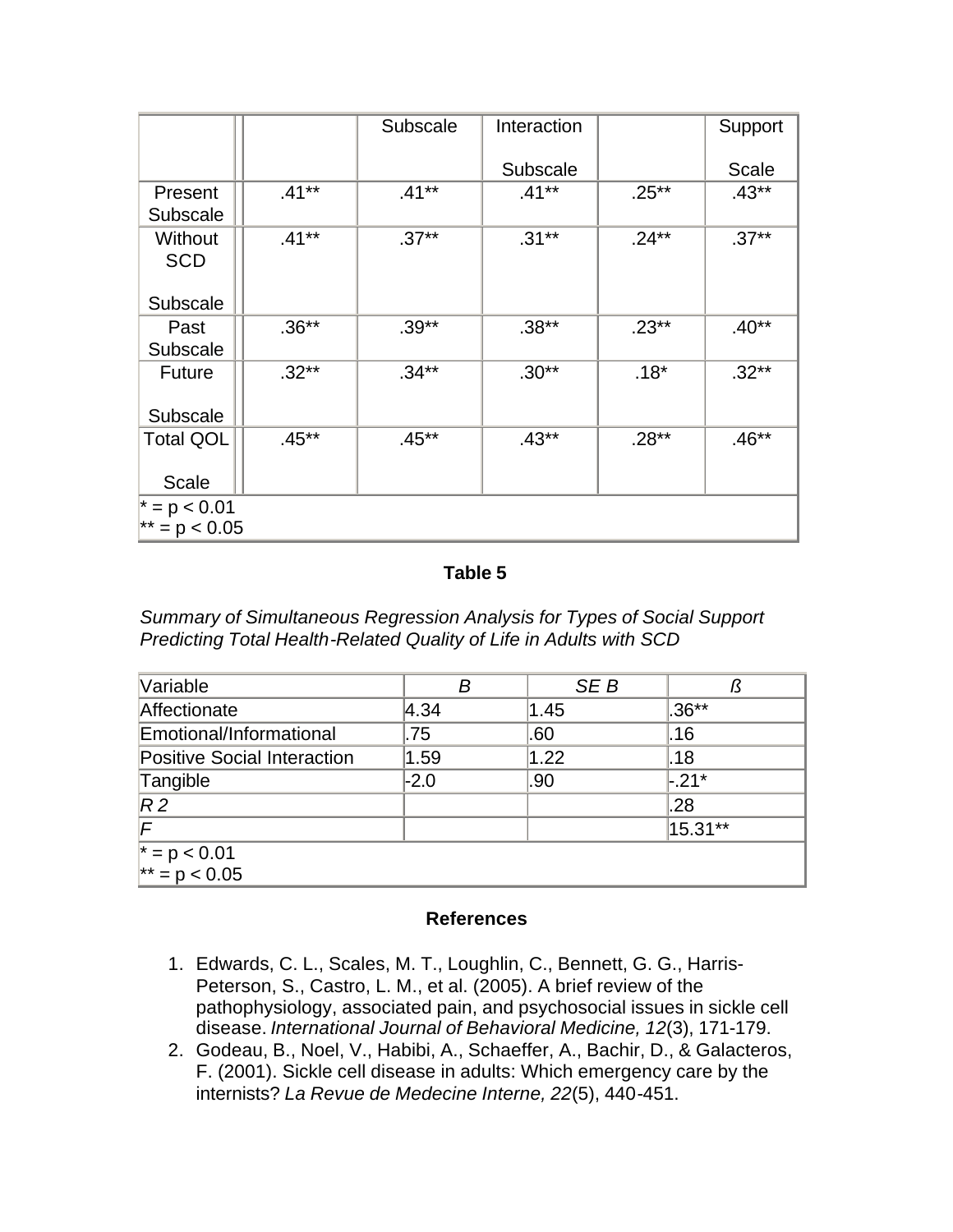| | | Subscale | Interaction Subscale | | Support Scale |
|---|---|---|---|---|---|
| Present Subscale | .41** | .41** | .41** | .25** | .43** |
| Without SCD Subscale | .41** | .37** | .31** | .24** | .37** |
| Past Subscale | .36** | .39** | .38** | .23** | .40** |
| Future Subscale | .32** | .34** | .30** | .18* | .32** |
| Total QOL Scale | .45** | .45** | .43** | .28** | .46** |
| * = p < 0.01<br>** = p < 0.05 | | | | | |

**Table 5**

*Summary of Simultaneous Regression Analysis for Types of Social Support Predicting Total Health-Related Quality of Life in Adults with SCD*

| Variable | *B* | *SE B* | *ß* |
|---|---|---|---|
| Affectionate | 4.34 | 1.45 | .36** |
| Emotional/Informational | .75 | .60 | .16 |
| Positive Social Interaction | 1.59 | 1.22 | .18 |
| Tangible | -2.0 | .90 | -.21* |
| $R^2$ | | | .28 |
| *F* | | | 15.31** |
| * = p < 0.01<br>** = p < 0.05 | | | |

## References

1. Edwards, C. L., Scales, M. T., Loughlin, C., Bennett, G. G., Harris-Peterson, S., Castro, L. M., et al. (2005). A brief review of the pathophysiology, associated pain, and psychosocial issues in sickle cell disease. *International Journal of Behavioral Medicine, 12*(3), 171-179.
2. Godeau, B., Noel, V., Habibi, A., Schaeffer, A., Bachir, D., & Galacteros, F. (2001). Sickle cell disease in adults: Which emergency care by the internists? *La Revue de Medecine Interne, 22*(5), 440-451.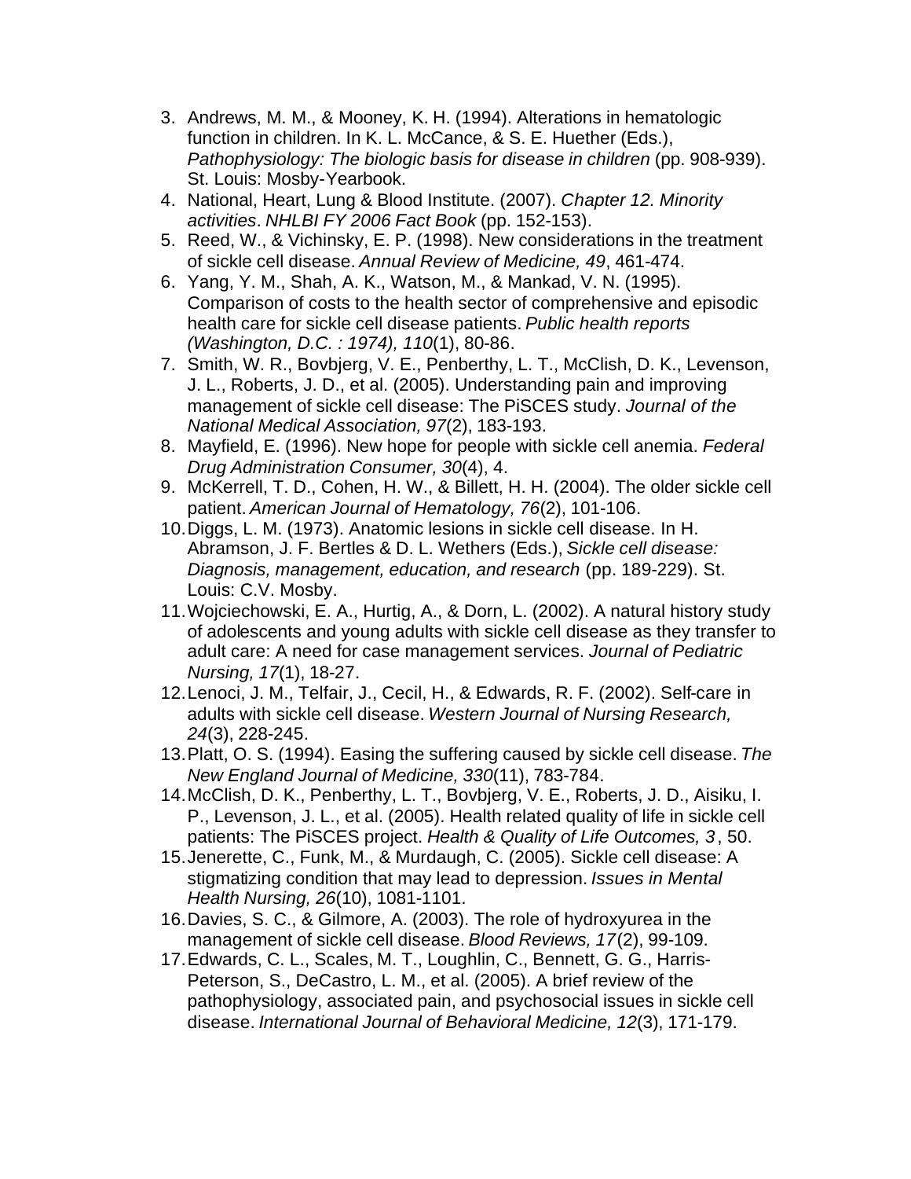3. Andrews, M. M., & Mooney, K. H. (1994). Alterations in hematologic function in children. In K. L. McCance, & S. E. Huether (Eds.), *Pathophysiology: The biologic basis for disease in children* (pp. 908-939). St. Louis: Mosby-Yearbook.
4. National, Heart, Lung & Blood Institute. (2007). *Chapter 12. Minority activities*. *NHLBI FY 2006 Fact Book* (pp. 152-153).
5. Reed, W., & Vichinsky, E. P. (1998). New considerations in the treatment of sickle cell disease. *Annual Review of Medicine, 49*, 461-474.
6. Yang, Y. M., Shah, A. K., Watson, M., & Mankad, V. N. (1995). Comparison of costs to the health sector of comprehensive and episodic health care for sickle cell disease patients. *Public health reports (Washington, D.C. : 1974), 110*(1), 80-86.
7. Smith, W. R., Bovbjerg, V. E., Penberthy, L. T., McClish, D. K., Levenson, J. L., Roberts, J. D., et al. (2005). Understanding pain and improving management of sickle cell disease: The PiSCES study. *Journal of the National Medical Association, 97*(2), 183-193.
8. Mayfield, E. (1996). New hope for people with sickle cell anemia. *Federal Drug Administration Consumer, 30*(4), 4.
9. McKerrell, T. D., Cohen, H. W., & Billett, H. H. (2004). The older sickle cell patient. *American Journal of Hematology, 76*(2), 101-106.
10. Diggs, L. M. (1973). Anatomic lesions in sickle cell disease. In H. Abramson, J. F. Bertles & D. L. Wethers (Eds.), *Sickle cell disease: Diagnosis, management, education, and research* (pp. 189-229). St. Louis: C.V. Mosby.
11. Wojciechowski, E. A., Hurtig, A., & Dorn, L. (2002). A natural history study of adolescents and young adults with sickle cell disease as they transfer to adult care: A need for case management services. *Journal of Pediatric Nursing, 17*(1), 18-27.
12. Lenoci, J. M., Telfair, J., Cecil, H., & Edwards, R. F. (2002). Self-care in adults with sickle cell disease. *Western Journal of Nursing Research, 24*(3), 228-245.
13. Platt, O. S. (1994). Easing the suffering caused by sickle cell disease. *The New England Journal of Medicine, 330*(11), 783-784.
14. McClish, D. K., Penberthy, L. T., Bovbjerg, V. E., Roberts, J. D., Aisiku, I. P., Levenson, J. L., et al. (2005). Health related quality of life in sickle cell patients: The PiSCES project. *Health & Quality of Life Outcomes, 3*, 50.
15. Jenerette, C., Funk, M., & Murdaugh, C. (2005). Sickle cell disease: A stigmatizing condition that may lead to depression. *Issues in Mental Health Nursing, 26*(10), 1081-1101.
16. Davies, S. C., & Gilmore, A. (2003). The role of hydroxyurea in the management of sickle cell disease. *Blood Reviews, 17*(2), 99-109.
17. Edwards, C. L., Scales, M. T., Loughlin, C., Bennett, G. G., Harris-Peterson, S., DeCastro, L. M., et al. (2005). A brief review of the pathophysiology, associated pain, and psychosocial issues in sickle cell disease. *International Journal of Behavioral Medicine, 12*(3), 171-179.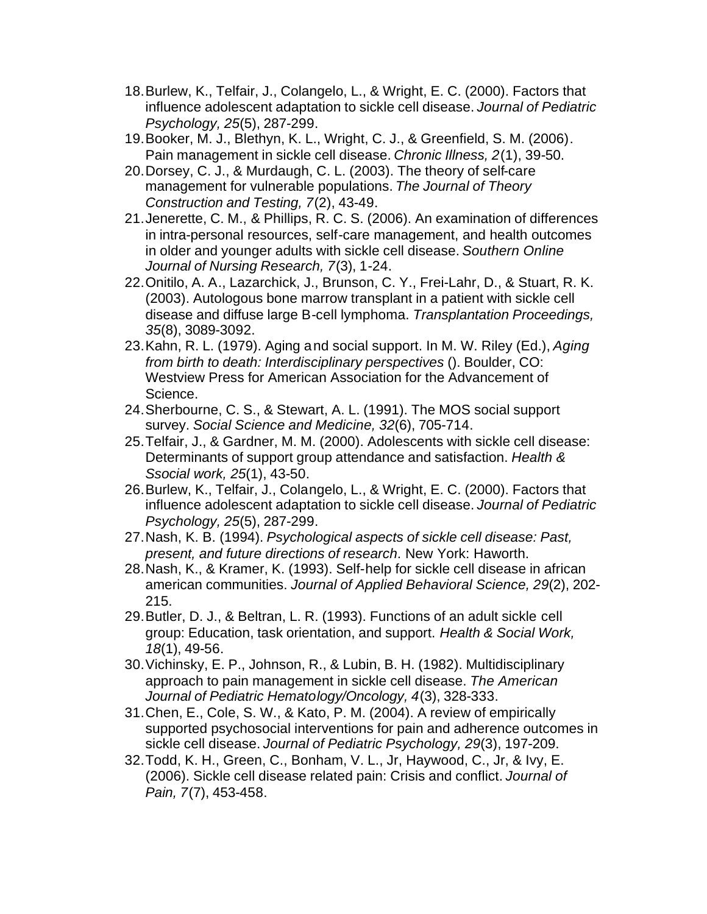18. Burlew, K., Telfair, J., Colangelo, L., & Wright, E. C. (2000). Factors that influence adolescent adaptation to sickle cell disease. *Journal of Pediatric Psychology, 25*(5), 287-299.
19. Booker, M. J., Blethyn, K. L., Wright, C. J., & Greenfield, S. M. (2006). Pain management in sickle cell disease. *Chronic Illness, 2*(1), 39-50.
20. Dorsey, C. J., & Murdaugh, C. L. (2003). The theory of self-care management for vulnerable populations. *The Journal of Theory Construction and Testing, 7*(2), 43-49.
21. Jenerette, C. M., & Phillips, R. C. S. (2006). An examination of differences in intra-personal resources, self-care management, and health outcomes in older and younger adults with sickle cell disease. *Southern Online Journal of Nursing Research, 7*(3), 1-24.
22. Onitilo, A. A., Lazarchick, J., Brunson, C. Y., Frei-Lahr, D., & Stuart, R. K. (2003). Autologous bone marrow transplant in a patient with sickle cell disease and diffuse large B-cell lymphoma. *Transplantation Proceedings, 35*(8), 3089-3092.
23. Kahn, R. L. (1979). Aging and social support. In M. W. Riley (Ed.), *Aging from birth to death: Interdisciplinary perspectives* (). Boulder, CO: Westview Press for American Association for the Advancement of Science.
24. Sherbourne, C. S., & Stewart, A. L. (1991). The MOS social support survey. *Social Science and Medicine, 32*(6), 705-714.
25. Telfair, J., & Gardner, M. M. (2000). Adolescents with sickle cell disease: Determinants of support group attendance and satisfaction. *Health & Ssocial work, 25*(1), 43-50.
26. Burlew, K., Telfair, J., Colangelo, L., & Wright, E. C. (2000). Factors that influence adolescent adaptation to sickle cell disease. *Journal of Pediatric Psychology, 25*(5), 287-299.
27. Nash, K. B. (1994). *Psychological aspects of sickle cell disease: Past, present, and future directions of research*. New York: Haworth.
28. Nash, K., & Kramer, K. (1993). Self-help for sickle cell disease in african american communities. *Journal of Applied Behavioral Science, 29*(2), 202-215.
29. Butler, D. J., & Beltran, L. R. (1993). Functions of an adult sickle cell group: Education, task orientation, and support. *Health & Social Work, 18*(1), 49-56.
30. Vichinsky, E. P., Johnson, R., & Lubin, B. H. (1982). Multidisciplinary approach to pain management in sickle cell disease. *The American Journal of Pediatric Hematology/Oncology, 4*(3), 328-333.
31. Chen, E., Cole, S. W., & Kato, P. M. (2004). A review of empirically supported psychosocial interventions for pain and adherence outcomes in sickle cell disease. *Journal of Pediatric Psychology, 29*(3), 197-209.
32. Todd, K. H., Green, C., Bonham, V. L., Jr, Haywood, C., Jr, & Ivy, E. (2006). Sickle cell disease related pain: Crisis and conflict. *Journal of Pain, 7*(7), 453-458.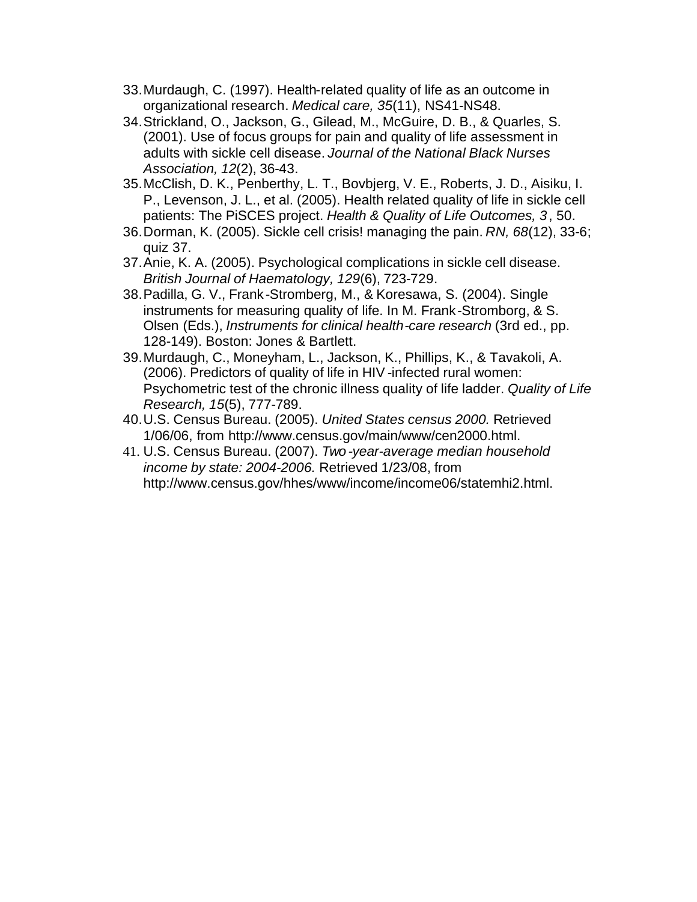33. Murdaugh, C. (1997). Health-related quality of life as an outcome in organizational research. *Medical care, 35*(11), NS41-NS48.
34. Strickland, O., Jackson, G., Gilead, M., McGuire, D. B., & Quarles, S. (2001). Use of focus groups for pain and quality of life assessment in adults with sickle cell disease. *Journal of the National Black Nurses Association, 12*(2), 36-43.
35. McClish, D. K., Penberthy, L. T., Bovbjerg, V. E., Roberts, J. D., Aisiku, I. P., Levenson, J. L., et al. (2005). Health related quality of life in sickle cell patients: The PiSCES project. *Health & Quality of Life Outcomes, 3*, 50.
36. Dorman, K. (2005). Sickle cell crisis! managing the pain. *RN, 68*(12), 33-6; quiz 37.
37. Anie, K. A. (2005). Psychological complications in sickle cell disease. *British Journal of Haematology, 129*(6), 723-729.
38. Padilla, G. V., Frank-Stromberg, M., & Koresawa, S. (2004). Single instruments for measuring quality of life. In M. Frank-Stromborg, & S. Olsen (Eds.), *Instruments for clinical health-care research* (3rd ed., pp. 128-149). Boston: Jones & Bartlett.
39. Murdaugh, C., Moneyham, L., Jackson, K., Phillips, K., & Tavakoli, A. (2006). Predictors of quality of life in HIV-infected rural women: Psychometric test of the chronic illness quality of life ladder. *Quality of Life Research, 15*(5), 777-789.
40. U.S. Census Bureau. (2005). *United States census 2000.* Retrieved 1/06/06, from http://www.census.gov/main/www/cen2000.html.
41. U.S. Census Bureau. (2007). *Two-year-average median household income by state: 2004-2006.* Retrieved 1/23/08, from http://www.census.gov/hhes/www/income/income06/statemhi2.html.